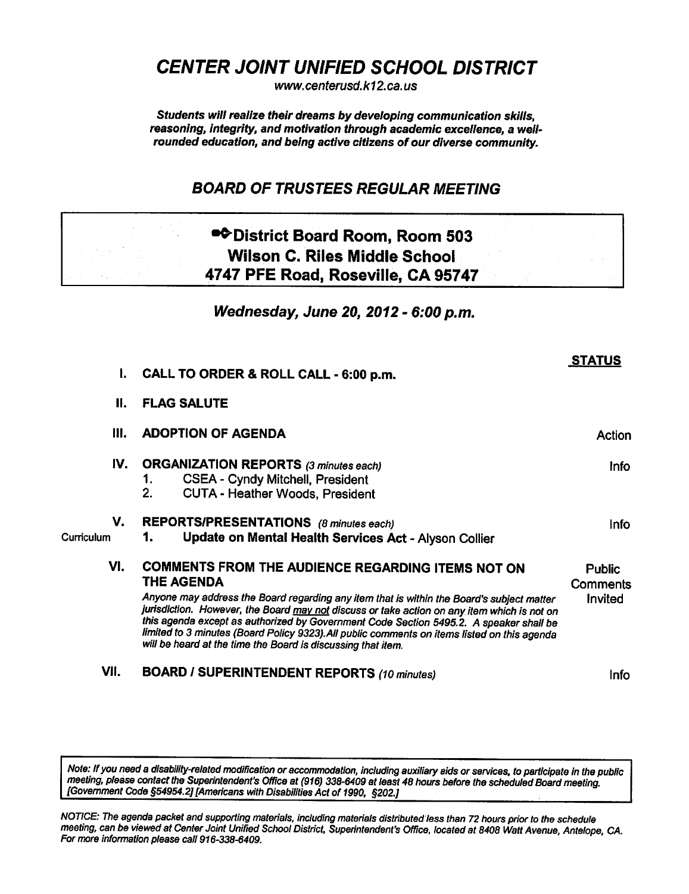# *CENTER JOINT UNIFIED SCHOOL DISTRICT*

*www.centerusd.k12.ca.us*

***Students will realize their dreams by developing communication skills, reasoning, integrity, and motivation through academic excellence, a well-rounded education, and being active citizens of our diverse community.***

## *BOARD OF TRUSTEES REGULAR MEETING*

**District Board Room, Room 503**
**Wilson C. Riles Middle School**
**4747 PFE Road, Roseville, CA 95747**

### *Wednesday, June 20, 2012 - 6:00 p.m.*

| | | | **STATUS** |
|---|---|---|---|
| | **I.** | **CALL TO ORDER & ROLL CALL - 6:00 p.m.** | |
| | **II.** | **FLAG SALUTE** | |
| | **III.** | **ADOPTION OF AGENDA** | Action |
| | **IV.** | **ORGANIZATION REPORTS** *(3 minutes each)*<br>1. CSEA - Cyndy Mitchell, President<br>2. CUTA - Heather Woods, President | Info |
| Curriculum | **V.** | **REPORTS/PRESENTATIONS** *(8 minutes each)*<br>1. **Update on Mental Health Services Act** - Alyson Collier | Info |
| | **VI.** | **COMMENTS FROM THE AUDIENCE REGARDING ITEMS NOT ON THE AGENDA**<br>*Anyone may address the Board regarding any item that is within the Board's subject matter jurisdiction. However, the Board may not discuss or take action on any item which is not on this agenda except as authorized by Government Code Section 5495.2. A speaker shall be limited to 3 minutes (Board Policy 9323).All public comments on items listed on this agenda will be heard at the time the Board is discussing that item.* | Public Comments Invited |
| | **VII.** | **BOARD / SUPERINTENDENT REPORTS** *(10 minutes)* | Info |

*Note: If you need a disability-related modification or accommodation, including auxiliary aids or services, to participate in the public meeting, please contact the Superintendent's Office at (916) 338-6409 at least 48 hours before the scheduled Board meeting. [Government Code §54954.2] [Americans with Disabilities Act of 1990, §202.]*

*NOTICE: The agenda packet and supporting materials, including materials distributed less than 72 hours prior to the schedule meeting, can be viewed at Center Joint Unified School District, Superintendent's Office, located at 8408 Watt Avenue, Antelope, CA. For more information please call 916-338-6409.*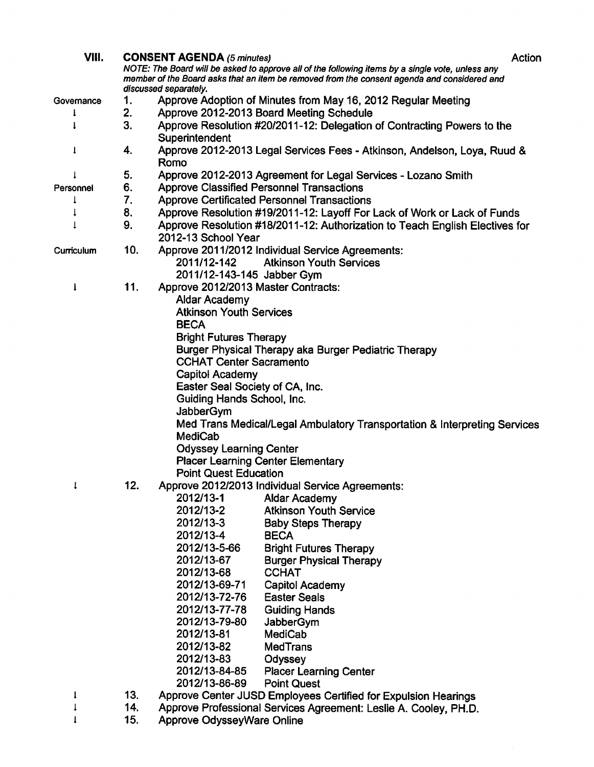## VIII. CONSENT AGENDA *(5 minutes)* — Action

*NOTE: The Board will be asked to approve all of the following items by a single vote, unless any member of the Board asks that an item be removed from the consent agenda and considered and discussed separately.*

**Governance**

1. Approve Adoption of Minutes from May 16, 2012 Regular Meeting
2. Approve 2012-2013 Board Meeting Schedule
3. Approve Resolution #20/2011-12: Delegation of Contracting Powers to the Superintendent
4. Approve 2012-2013 Legal Services Fees - Atkinson, Andelson, Loya, Ruud & Romo
5. Approve 2012-2013 Agreement for Legal Services - Lozano Smith

**Personnel**

6. Approve Classified Personnel Transactions
7. Approve Certificated Personnel Transactions
8. Approve Resolution #19/2011-12: Layoff For Lack of Work or Lack of Funds
9. Approve Resolution #18/2011-12: Authorization to Teach English Electives for 2012-13 School Year

**Curriculum**

10. Approve 2011/2012 Individual Service Agreements:
    - 2011/12-142 Atkinson Youth Services
    - 2011/12-143-145 Jabber Gym
11. Approve 2012/2013 Master Contracts:
    - Aldar Academy
    - Atkinson Youth Services
    - BECA
    - Bright Futures Therapy
    - Burger Physical Therapy aka Burger Pediatric Therapy
    - CCHAT Center Sacramento
    - Capitol Academy
    - Easter Seal Society of CA, Inc.
    - Guiding Hands School, Inc.
    - JabberGym
    - Med Trans Medical/Legal Ambulatory Transportation & Interpreting Services
    - MediCab
    - Odyssey Learning Center
    - Placer Learning Center Elementary
    - Point Quest Education
12. Approve 2012/2013 Individual Service Agreements:
    - 2012/13-1 Aldar Academy
    - 2012/13-2 Atkinson Youth Service
    - 2012/13-3 Baby Steps Therapy
    - 2012/13-4 BECA
    - 2012/13-5-66 Bright Futures Therapy
    - 2012/13-67 Burger Physical Therapy
    - 2012/13-68 CCHAT
    - 2012/13-69-71 Capitol Academy
    - 2012/13-72-76 Easter Seals
    - 2012/13-77-78 Guiding Hands
    - 2012/13-79-80 JabberGym
    - 2012/13-81 MediCab
    - 2012/13-82 MedTrans
    - 2012/13-83 Odyssey
    - 2012/13-84-85 Placer Learning Center
    - 2012/13-86-89 Point Quest
13. Approve Center JUSD Employees Certified for Expulsion Hearings
14. Approve Professional Services Agreement: Leslie A. Cooley, PH.D.
15. Approve OdysseyWare Online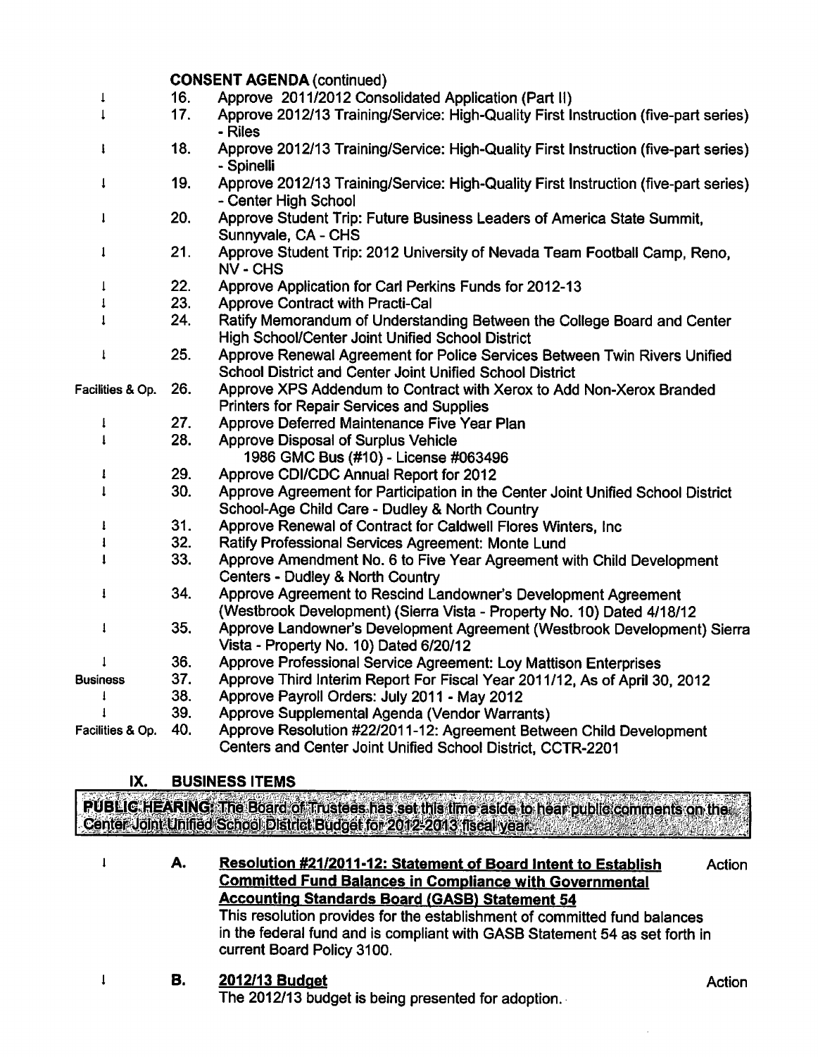**CONSENT AGENDA** (continued)

| | | |
|---|---|---|
| ↓ | 16. | Approve 2011/2012 Consolidated Application (Part II) |
| ↓ | 17. | Approve 2012/13 Training/Service: High-Quality First Instruction (five-part series) - Riles |
| ↓ | 18. | Approve 2012/13 Training/Service: High-Quality First Instruction (five-part series) - Spinelli |
| ↓ | 19. | Approve 2012/13 Training/Service: High-Quality First Instruction (five-part series) - Center High School |
| ↓ | 20. | Approve Student Trip: Future Business Leaders of America State Summit, Sunnyvale, CA - CHS |
| ↓ | 21. | Approve Student Trip: 2012 University of Nevada Team Football Camp, Reno, NV - CHS |
| ↓ | 22. | Approve Application for Carl Perkins Funds for 2012-13 |
| ↓ | 23. | Approve Contract with Practi-Cal |
| ↓ | 24. | Ratify Memorandum of Understanding Between the College Board and Center High School/Center Joint Unified School District |
| ↓ | 25. | Approve Renewal Agreement for Police Services Between Twin Rivers Unified School District and Center Joint Unified School District |
| Facilities & Op. | 26. | Approve XPS Addendum to Contract with Xerox to Add Non-Xerox Branded Printers for Repair Services and Supplies |
| ↓ | 27. | Approve Deferred Maintenance Five Year Plan |
| ↓ | 28. | Approve Disposal of Surplus Vehicle<br>1986 GMC Bus (#10) - License #063496 |
| ↓ | 29. | Approve CDI/CDC Annual Report for 2012 |
| ↓ | 30. | Approve Agreement for Participation in the Center Joint Unified School District School-Age Child Care - Dudley & North Country |
| ↓ | 31. | Approve Renewal of Contract for Caldwell Flores Winters, Inc |
| ↓ | 32. | Ratify Professional Services Agreement: Monte Lund |
| ↓ | 33. | Approve Amendment No. 6 to Five Year Agreement with Child Development Centers - Dudley & North Country |
| ↓ | 34. | Approve Agreement to Rescind Landowner's Development Agreement (Westbrook Development) (Sierra Vista - Property No. 10) Dated 4/18/12 |
| ↓ | 35. | Approve Landowner's Development Agreement (Westbrook Development) Sierra Vista - Property No. 10) Dated 6/20/12 |
| ↓ | 36. | Approve Professional Service Agreement: Loy Mattison Enterprises |
| Business | 37. | Approve Third Interim Report For Fiscal Year 2011/12, As of April 30, 2012 |
| ↓ | 38. | Approve Payroll Orders: July 2011 - May 2012 |
| ↓ | 39. | Approve Supplemental Agenda (Vendor Warrants) |
| Facilities & Op. | 40. | Approve Resolution #22/2011-12: Agreement Between Child Development Centers and Center Joint Unified School District, CCTR-2201 |

## IX. BUSINESS ITEMS

**PUBLIC HEARING:** The Board of Trustees has set this time aside to hear public comments on the Center Joint Unified School District Budget for 2012-2013 fiscal year.

↓ **A. Resolution #21/2011-12: Statement of Board Intent to Establish Committed Fund Balances in Compliance with Governmental Accounting Standards Board (GASB) Statement 54** — Action

This resolution provides for the establishment of committed fund balances in the federal fund and is compliant with GASB Statement 54 as set forth in current Board Policy 3100.

↓ **B. 2012/13 Budget** — Action

The 2012/13 budget is being presented for adoption.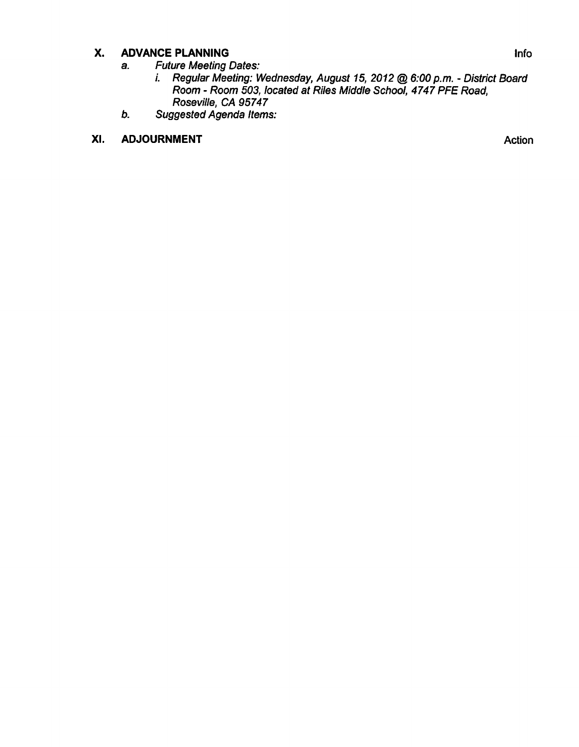## X. ADVANCE PLANNING — Info

a. *Future Meeting Dates:*

   i. *Regular Meeting: Wednesday, August 15, 2012 @ 6:00 p.m. - District Board Room - Room 503, located at Riles Middle School, 4747 PFE Road, Roseville, CA 95747*

b. *Suggested Agenda Items:*

## XI. ADJOURNMENT — Action